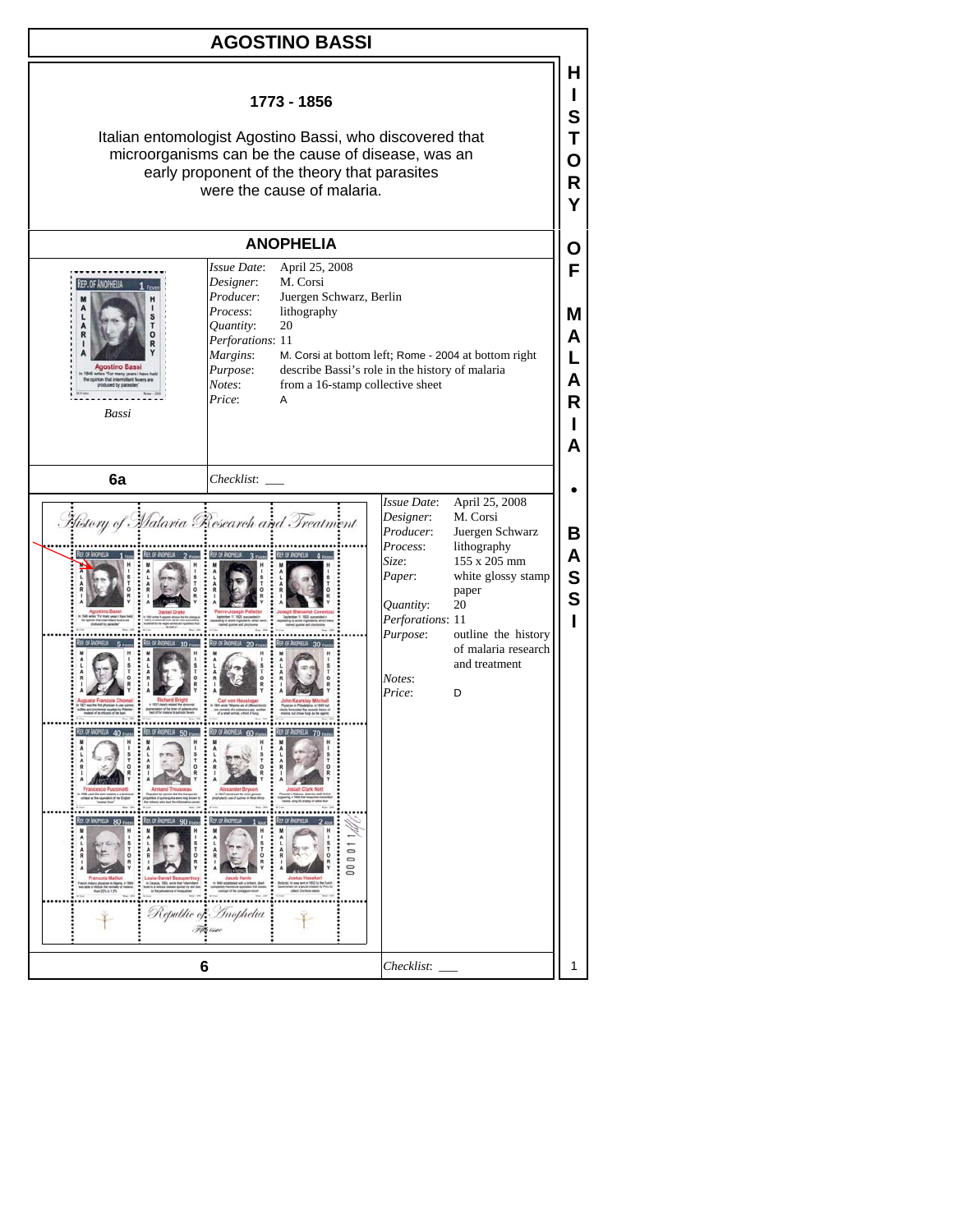# AGOSTINO BASSI

### 1773 - 1856

Italian entomologist Agostino Bassi, who discovered that microorganisms can be the cause of disease, was an early proponent of the theory that parasites were the cause of malaria.

## ANOPHELIA

*Bassi*

| | |
|---|---|
| *Issue Date*: | April 25, 2008 |
| *Designer*: | M. Corsi |
| *Producer*: | Juergen Schwarz, Berlin |
| *Process*: | lithography |
| *Quantity*: | 20 |
| *Perforations*: | 11 |
| *Margins*: | M. Corsi at bottom left; Rome - 2004 at bottom right |
| *Purpose*: | describe Bassi's role in the history of malaria |
| *Notes*: | from a 16-stamp collective sheet |
| *Price*: | A |

**6a** *Checklist*: ___

| | |
|---|---|
| *Issue Date*: | April 25, 2008 |
| *Designer*: | M. Corsi |
| *Producer*: | Juergen Schwarz |
| *Process*: | lithography |
| *Size*: | 155 x 205 mm |
| *Paper*: | white glossy stamp paper |
| *Quantity*: | 20 |
| *Perforations*: | 11 |
| *Purpose*: | outline the history of malaria research and treatment |
| *Notes*: | |
| *Price*: | D |

**6** *Checklist*: ___

HISTORY OF MALARIA • BASSI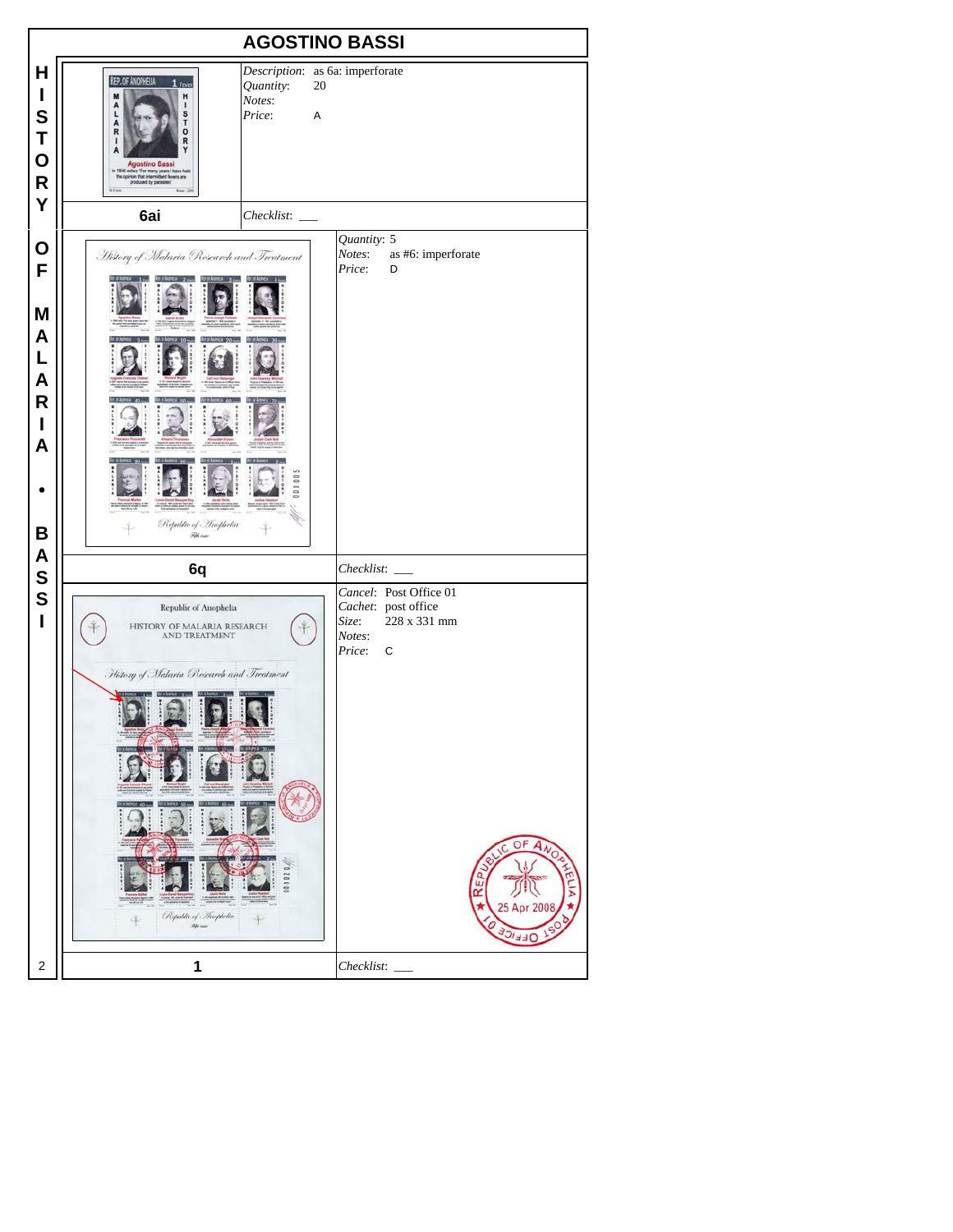# AGOSTINO BASSI

HISTORY OF MALARIA • BASSI

| | |
|---|---|
| **6ai** | *Description*: as 6a: imperforate<br>*Quantity*: 20<br>*Notes*:<br>*Price*: A<br><br>*Checklist*: ___ |
| **6q** | *Quantity*: 5<br>*Notes*: as #6: imperforate<br>*Price*: D<br><br>*Checklist*: ___ |
| **1** | *Cancel*: Post Office 01<br>*Cachet*: post office<br>*Size*: 228 x 331 mm<br>*Notes*:<br>*Price*: C<br><br>*Checklist*: ___ |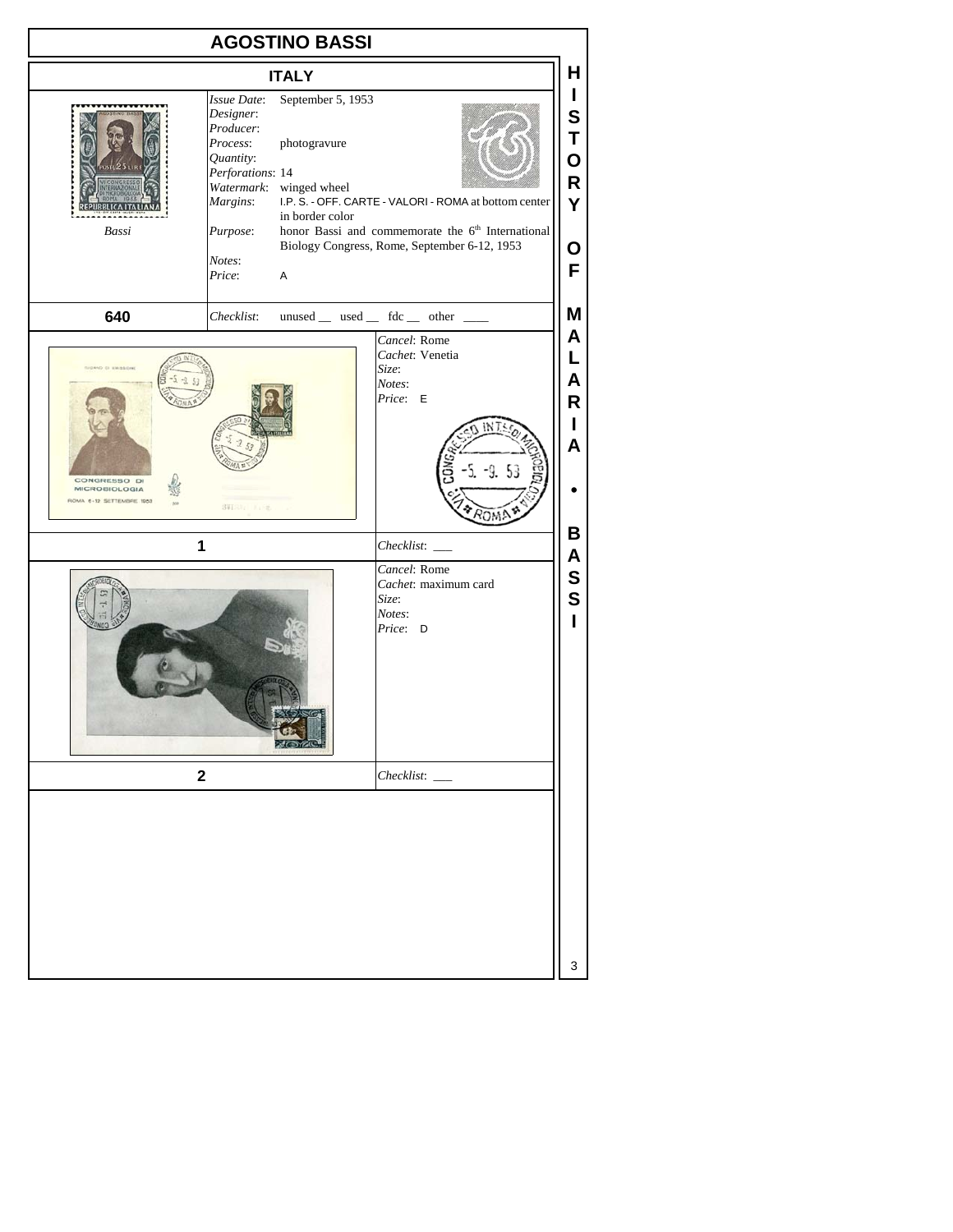# AGOSTINO BASSI

## ITALY

Bassi

*Issue Date*: September 5, 1953
*Designer*:
*Producer*:
*Process*: photogravure
*Quantity*:
*Perforations*: 14
*Watermark*: winged wheel
*Margins*: I.P. S. - OFF. CARTE - VALORI - ROMA at bottom center in border color
*Purpose*: honor Bassi and commemorate the 6th International Biology Congress, Rome, September 6-12, 1953
*Notes*:
*Price*: A

**640** — *Checklist*: unused __ used __ fdc __ other ____

**1**

*Cancel*: Rome
*Cachet*: Venetia
*Size*:
*Notes*:
*Price*: E

*Checklist*: ___

**2**

*Cancel*: Rome
*Cachet*: maximum card
*Size*:
*Notes*:
*Price*: D

*Checklist*: ___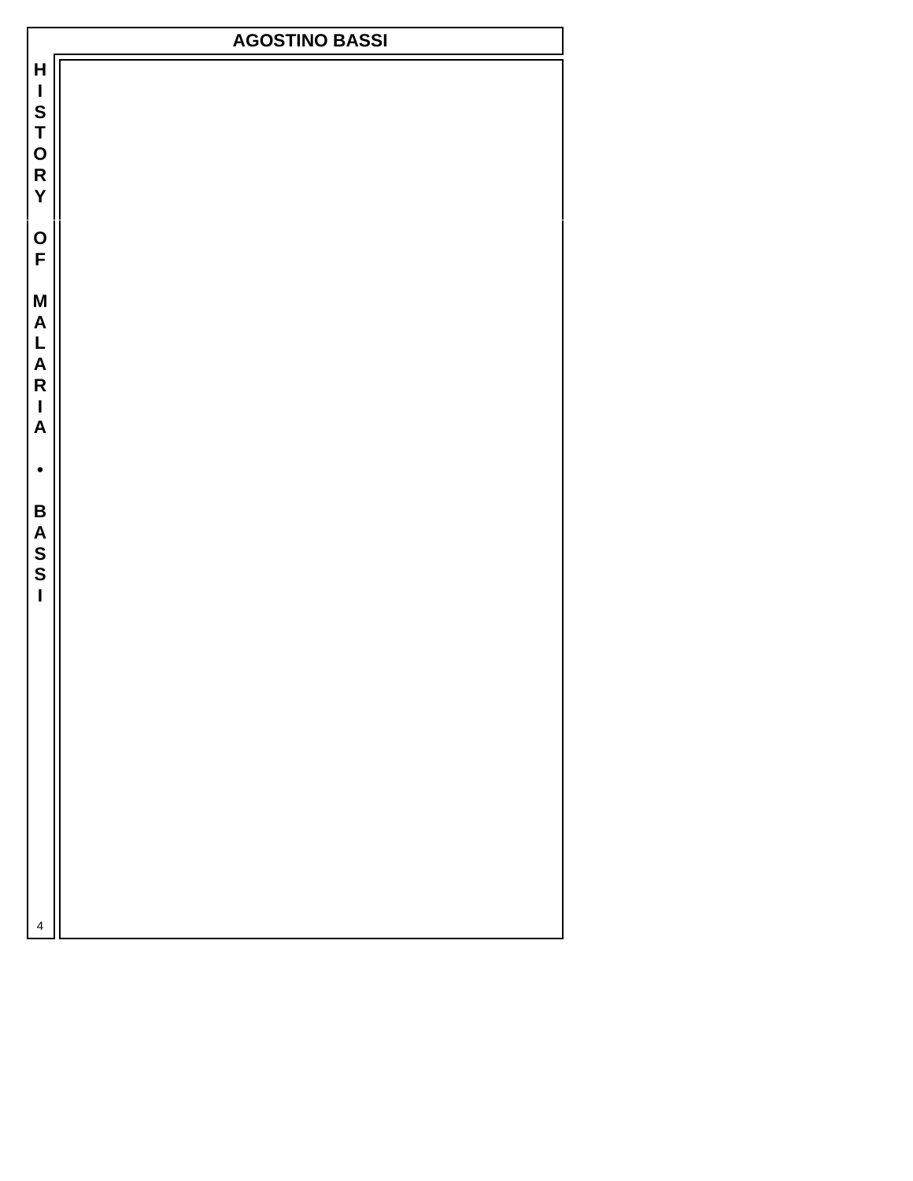# AGOSTINO BASSI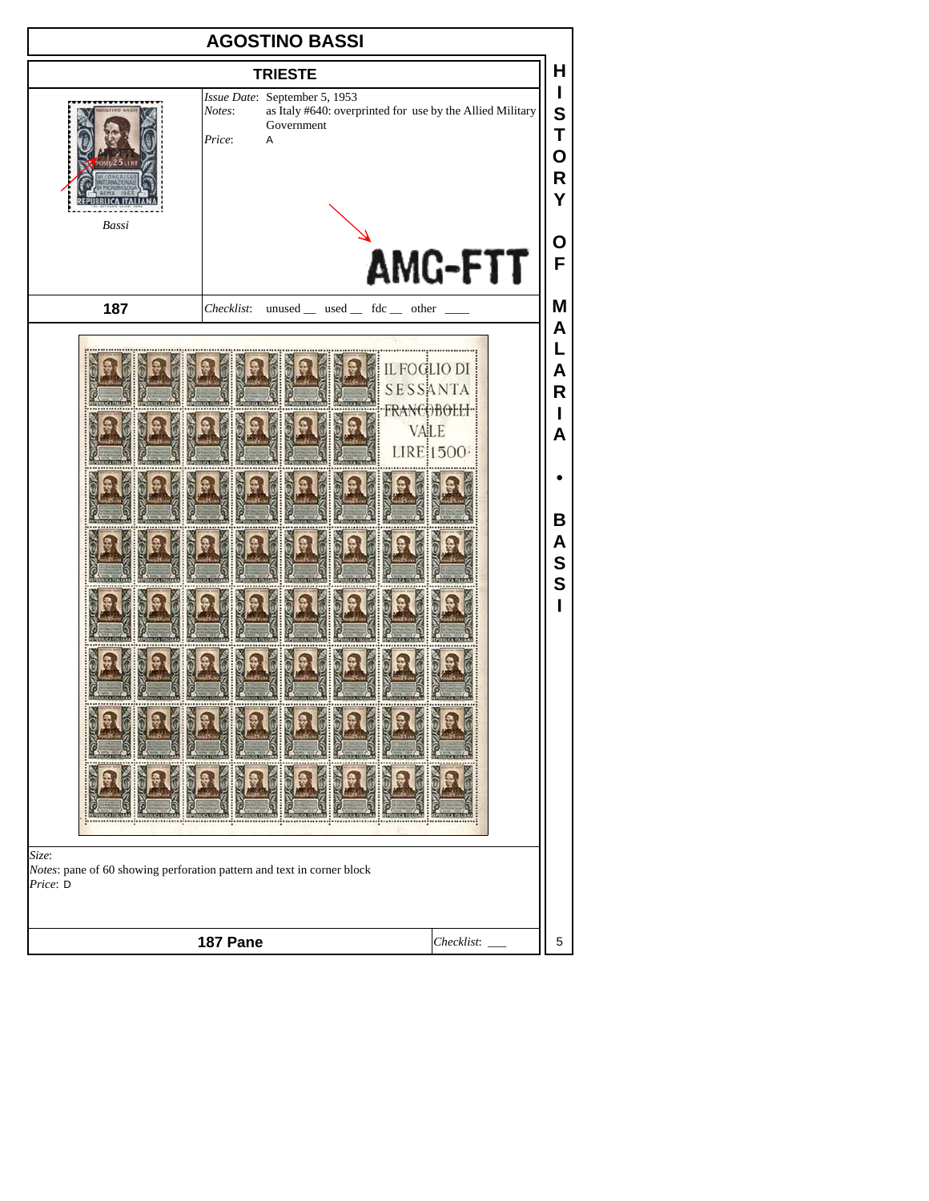# AGOSTINO BASSI

## TRIESTE

Bassi

*Issue Date*: September 5, 1953
*Notes*: as Italy #640: overprinted for use by the Allied Military Government
*Price*: A

AMG-FTT

**187**

*Checklist*: unused __ used __ fdc __ other ____

IL FOGLIO DI SESSANTA FRANCOBOLLI VALE LIRE 1500

*Size*:
*Notes*: pane of 60 showing perforation pattern and text in corner block
*Price*: D

**187 Pane**

*Checklist*: ___

HISTORY OF MALARIA • BASSI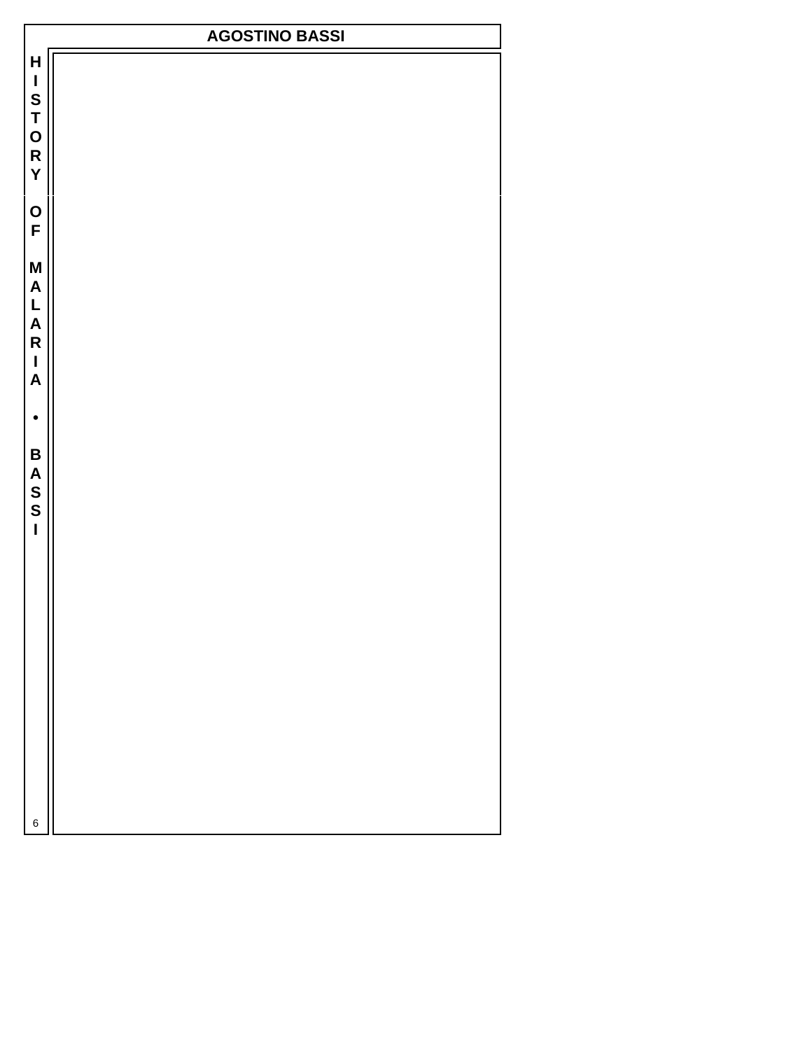## AGOSTINO BASSI